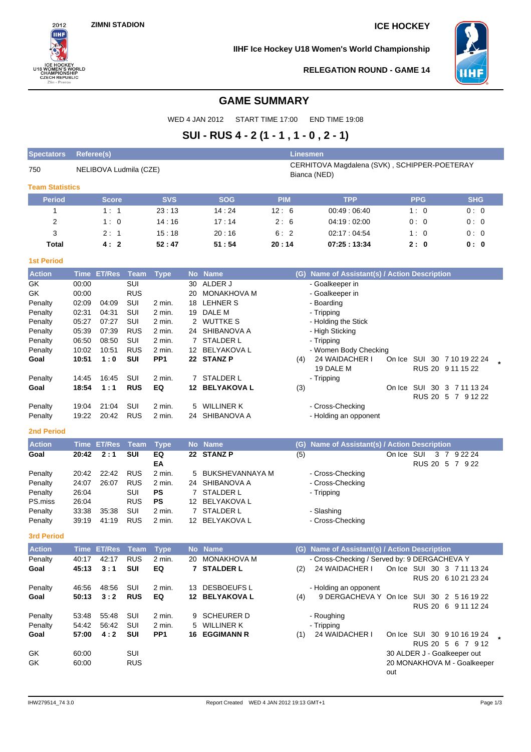ZIMNI STADION

ICE HOCKEY

IIHF Ice Hockey U18 Women's World Championship

RELEGATION ROUND - GAME 14

# GAME SUMMARY

WED 4 JAN 2012 START TIME 17:00 END TIME 19:08

## SUI - RUS 4 - 2 (1 - 1 , 1 - 0 , 2 - 1)

| Spectators | Referee(s) | Linesmen |
|---|---|---|
| 750 | NELIBOVA Ludmila (CZE) | CERHITOVA Magdalena (SVK) , SCHIPPER-POETERAY Bianca (NED) |

### Team Statistics

| Period | Score | SVS | SOG | PIM | TPP | PPG | SHG |
|---|---|---|---|---|---|---|---|
| 1 | 1 : 1 | 23 : 13 | 14 : 24 | 12 : 6 | 00:49 : 06:40 | 1 : 0 | 0 : 0 |
| 2 | 1 : 0 | 14 : 16 | 17 : 14 | 2 : 6 | 04:19 : 02:00 | 0 : 0 | 0 : 0 |
| 3 | 2 : 1 | 15 : 18 | 20 : 16 | 6 : 2 | 02:17 : 04:54 | 1 : 0 | 0 : 0 |
| **Total** | **4 : 2** | **52 : 47** | **51 : 54** | **20 : 14** | **07:25 : 13:34** | **2 : 0** | **0 : 0** |

### 1st Period

| Action | Time | ET/Res | Team | Type | No | Name | (G) | Name of Assistant(s) / Action Description |
|---|---|---|---|---|---|---|---|---|
| GK | 00:00 | | SUI | | 30 | ALDER J | | - Goalkeeper in |
| GK | 00:00 | | RUS | | 20 | MONAKHOVA M | | - Goalkeeper in |
| Penalty | 02:09 | 04:09 | SUI | 2 min. | 18 | LEHNER S | | - Boarding |
| Penalty | 02:31 | 04:31 | SUI | 2 min. | 19 | DALE M | | - Tripping |
| Penalty | 05:27 | 07:27 | SUI | 2 min. | 2 | WUTTKE S | | - Holding the Stick |
| Penalty | 05:39 | 07:39 | RUS | 2 min. | 24 | SHIBANOVA A | | - High Sticking |
| Penalty | 06:50 | 08:50 | SUI | 2 min. | 7 | STALDER L | | - Tripping |
| Penalty | 10:02 | 10:51 | RUS | 2 min. | 12 | BELYAKOVA L | | - Women Body Checking |
| **Goal** | **10:51** | **1 : 0** | **SUI** | **PP1** | **22** | **STANZ P** | (4) | 24 WAIDACHER I, 19 DALE M; On Ice SUI 30 7 10 19 22 24, RUS 20 9 11 15 22 * |
| Penalty | 14:45 | 16:45 | SUI | 2 min. | 7 | STALDER L | | - Tripping |
| **Goal** | **18:54** | **1 : 1** | **RUS** | **EQ** | **12** | **BELYAKOVA L** | (3) | On Ice SUI 30 3 7 11 13 24, RUS 20 5 7 9 12 22 |
| Penalty | 19:04 | 21:04 | SUI | 2 min. | 5 | WILLINER K | | - Cross-Checking |
| Penalty | 19:22 | 20:42 | RUS | 2 min. | 24 | SHIBANOVA A | | - Holding an opponent |

### 2nd Period

| Action | Time | ET/Res | Team | Type | No | Name | (G) | Name of Assistant(s) / Action Description |
|---|---|---|---|---|---|---|---|---|
| **Goal** | **20:42** | **2 : 1** | **SUI** | **EQ EA** | **22** | **STANZ P** | (5) | On Ice SUI 3 7 9 22 24, RUS 20 5 7 9 22 |
| Penalty | 20:42 | 22:42 | RUS | 2 min. | 5 | BUKSHEVANNAYA M | | - Cross-Checking |
| Penalty | 24:07 | 26:07 | RUS | 2 min. | 24 | SHIBANOVA A | | - Cross-Checking |
| Penalty | 26:04 | | SUI | PS | 7 | STALDER L | | - Tripping |
| PS.miss | 26:04 | | RUS | PS | 12 | BELYAKOVA L | | |
| Penalty | 33:38 | 35:38 | SUI | 2 min. | 7 | STALDER L | | - Slashing |
| Penalty | 39:19 | 41:19 | RUS | 2 min. | 12 | BELYAKOVA L | | - Cross-Checking |

### 3rd Period

| Action | Time | ET/Res | Team | Type | No | Name | (G) | Name of Assistant(s) / Action Description |
|---|---|---|---|---|---|---|---|---|
| Penalty | 40:17 | 42:17 | RUS | 2 min. | 20 | MONAKHOVA M | | - Cross-Checking / Served by: 9 DERGACHEVA Y |
| **Goal** | **45:13** | **3 : 1** | **SUI** | **EQ** | **7** | **STALDER L** | (2) | 24 WAIDACHER I; On Ice SUI 30 3 7 11 13 24, RUS 20 6 10 21 23 24 |
| Penalty | 46:56 | 48:56 | SUI | 2 min. | 13 | DESBOEUFS L | | - Holding an opponent |
| **Goal** | **50:13** | **3 : 2** | **RUS** | **EQ** | **12** | **BELYAKOVA L** | (4) | 9 DERGACHEVA Y; On Ice SUI 30 2 5 16 19 22, RUS 20 6 9 11 12 24 |
| Penalty | 53:48 | 55:48 | SUI | 2 min. | 9 | SCHEURER D | | - Roughing |
| Penalty | 54:42 | 56:42 | SUI | 2 min. | 5 | WILLINER K | | - Tripping |
| **Goal** | **57:00** | **4 : 2** | **SUI** | **PP1** | **16** | **EGGIMANN R** | (1) | 24 WAIDACHER I; On Ice SUI 30 9 10 16 19 24, RUS 20 5 6 7 9 12 * |
| GK | 60:00 | | SUI | | | | | 30 ALDER J - Goalkeeper out |
| GK | 60:00 | | RUS | | | | | 20 MONAKHOVA M - Goalkeeper out |

IHW279514_74 3.0 Report Created WED 4 JAN 2012 19:13 GMT+1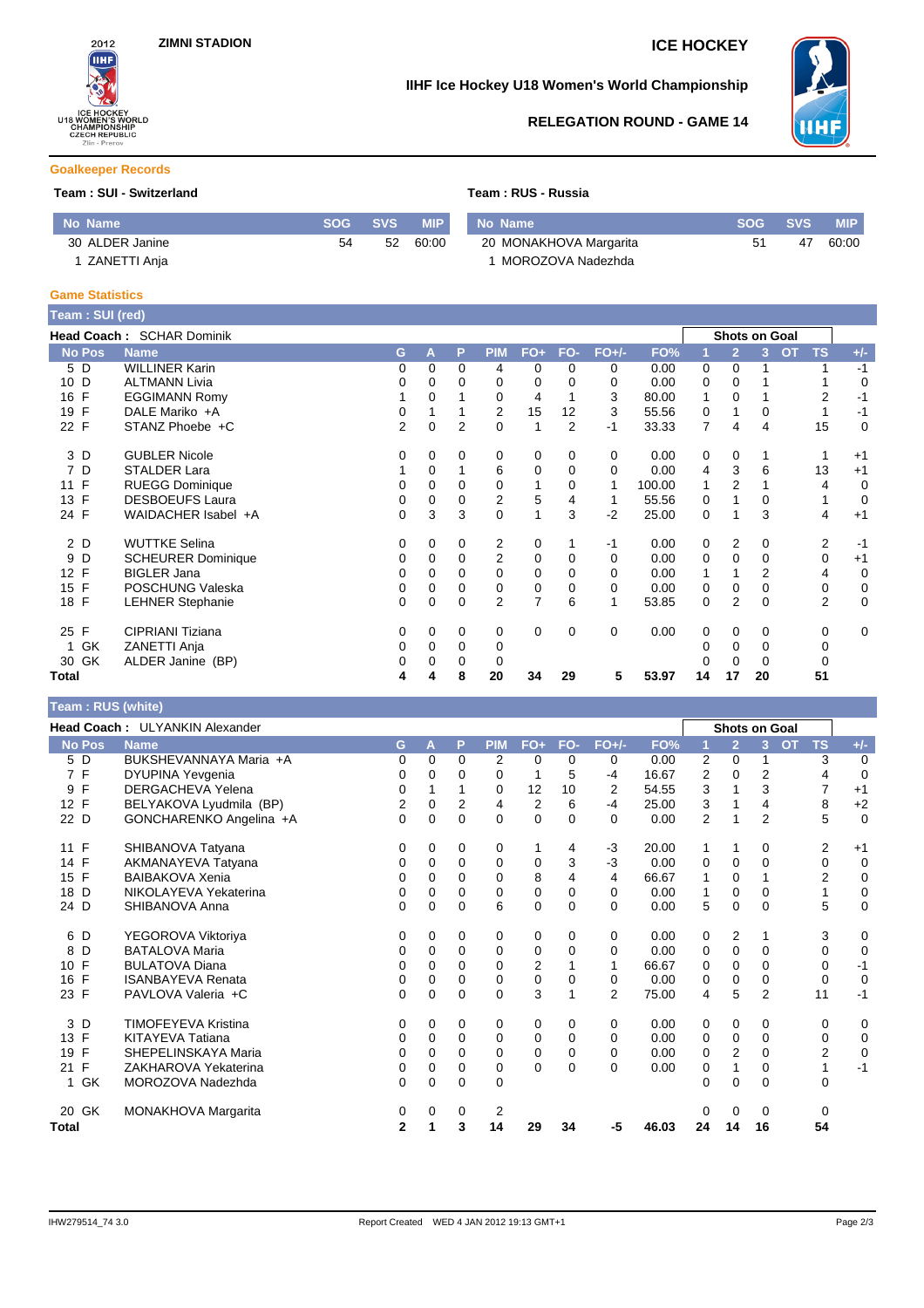**ZIMNI STADION**

**ICE HOCKEY**

**IIHF Ice Hockey U18 Women's World Championship**

**RELEGATION ROUND - GAME 14**

## Goalkeeper Records

**Team : SUI - Switzerland**

| No | Name | SOG | SVS | MIP |
|---|---|---|---|---|
| 30 | ALDER Janine | 54 | 52 | 60:00 |
| 1 | ZANETTI Anja | | | |

**Team : RUS - Russia**

| No | Name | SOG | SVS | MIP |
|---|---|---|---|---|
| 20 | MONAKHOVA Margarita | 51 | 47 | 60:00 |
| 1 | MOROZOVA Nadezhda | | | |

## Game Statistics

**Team : SUI (red)**

**Head Coach :** SCHAR Dominik

| No | Pos | Name | G | A | P | PIM | FO+ | FO- | FO+/- | FO% | Shots on Goal 1 | 2 | 3 | OT | TS | +/- |
|---|---|---|---|---|---|---|---|---|---|---|---|---|---|---|---|---|
| 5 | D | WILLINER Karin | 0 | 0 | 0 | 4 | 0 | 0 | 0 | 0.00 | 0 | 0 | 1 | | 1 | -1 |
| 10 | D | ALTMANN Livia | 0 | 0 | 0 | 0 | 0 | 0 | 0 | 0.00 | 0 | 0 | 1 | | 1 | 0 |
| 16 | F | EGGIMANN Romy | 1 | 0 | 1 | 0 | 4 | 1 | 3 | 80.00 | 1 | 0 | 1 | | 2 | -1 |
| 19 | F | DALE Mariko +A | 0 | 1 | 1 | 2 | 15 | 12 | 3 | 55.56 | 0 | 1 | 0 | | 1 | -1 |
| 22 | F | STANZ Phoebe +C | 2 | 0 | 2 | 0 | 1 | 2 | -1 | 33.33 | 7 | 4 | 4 | | 15 | 0 |
| 3 | D | GUBLER Nicole | 0 | 0 | 0 | 0 | 0 | 0 | 0 | 0.00 | 0 | 0 | 1 | | 1 | +1 |
| 7 | D | STALDER Lara | 1 | 0 | 1 | 6 | 0 | 0 | 0 | 0.00 | 4 | 3 | 6 | | 13 | +1 |
| 11 | F | RUEGG Dominique | 0 | 0 | 0 | 0 | 1 | 0 | 1 | 100.00 | 1 | 2 | 1 | | 4 | 0 |
| 13 | F | DESBOEUFS Laura | 0 | 0 | 0 | 2 | 5 | 4 | 1 | 55.56 | 0 | 1 | 0 | | 1 | 0 |
| 24 | F | WAIDACHER Isabel +A | 0 | 3 | 3 | 0 | 1 | 3 | -2 | 25.00 | 0 | 1 | 3 | | 4 | +1 |
| 2 | D | WUTTKE Selina | 0 | 0 | 0 | 2 | 0 | 1 | -1 | 0.00 | 0 | 2 | 0 | | 2 | -1 |
| 9 | D | SCHEURER Dominique | 0 | 0 | 0 | 2 | 0 | 0 | 0 | 0.00 | 0 | 0 | 0 | | 0 | +1 |
| 12 | F | BIGLER Jana | 0 | 0 | 0 | 0 | 0 | 0 | 0 | 0.00 | 1 | 1 | 2 | | 4 | 0 |
| 15 | F | POSCHUNG Valeska | 0 | 0 | 0 | 0 | 0 | 0 | 0 | 0.00 | 0 | 0 | 0 | | 0 | 0 |
| 18 | F | LEHNER Stephanie | 0 | 0 | 0 | 2 | 7 | 6 | 1 | 53.85 | 0 | 2 | 0 | | 2 | 0 |
| 25 | F | CIPRIANI Tiziana | 0 | 0 | 0 | 0 | 0 | 0 | 0 | 0.00 | 0 | 0 | 0 | | 0 | 0 |
| 1 | GK | ZANETTI Anja | 0 | 0 | 0 | 0 | | | | | 0 | 0 | 0 | | 0 | |
| 30 | GK | ALDER Janine (BP) | 0 | 0 | 0 | 0 | | | | | 0 | 0 | 0 | | 0 | |
| **Total** | | | **4** | **4** | **8** | **20** | **34** | **29** | **5** | **53.97** | **14** | **17** | **20** | | **51** | |

**Team : RUS (white)**

**Head Coach :** ULYANKIN Alexander

| No | Pos | Name | G | A | P | PIM | FO+ | FO- | FO+/- | FO% | Shots on Goal 1 | 2 | 3 | OT | TS | +/- |
|---|---|---|---|---|---|---|---|---|---|---|---|---|---|---|---|---|
| 5 | D | BUKSHEVANNAYA Maria +A | 0 | 0 | 0 | 2 | 0 | 0 | 0 | 0.00 | 2 | 0 | 1 | | 3 | 0 |
| 7 | F | DYUPINA Yevgenia | 0 | 0 | 0 | 0 | 1 | 5 | -4 | 16.67 | 2 | 0 | 2 | | 4 | 0 |
| 9 | F | DERGACHEVA Yelena | 0 | 1 | 1 | 0 | 12 | 10 | 2 | 54.55 | 3 | 1 | 3 | | 7 | +1 |
| 12 | F | BELYAKOVA Lyudmila (BP) | 2 | 0 | 2 | 4 | 2 | 6 | -4 | 25.00 | 3 | 1 | 4 | | 8 | +2 |
| 22 | D | GONCHARENKO Angelina +A | 0 | 0 | 0 | 0 | 0 | 0 | 0 | 0.00 | 2 | 1 | 2 | | 5 | 0 |
| 11 | F | SHIBANOVA Tatyana | 0 | 0 | 0 | 0 | 1 | 4 | -3 | 20.00 | 1 | 1 | 0 | | 2 | +1 |
| 14 | F | AKMANAYEVA Tatyana | 0 | 0 | 0 | 0 | 0 | 3 | -3 | 0.00 | 0 | 0 | 0 | | 0 | 0 |
| 15 | F | BAIBAKOVA Xenia | 0 | 0 | 0 | 0 | 8 | 4 | 4 | 66.67 | 1 | 0 | 1 | | 2 | 0 |
| 18 | D | NIKOLAYEVA Yekaterina | 0 | 0 | 0 | 0 | 0 | 0 | 0 | 0.00 | 1 | 0 | 0 | | 1 | 0 |
| 24 | D | SHIBANOVA Anna | 0 | 0 | 0 | 6 | 0 | 0 | 0 | 0.00 | 5 | 0 | 0 | | 5 | 0 |
| 6 | D | YEGOROVA Viktoriya | 0 | 0 | 0 | 0 | 0 | 0 | 0 | 0.00 | 0 | 2 | 1 | | 3 | 0 |
| 8 | D | BATALOVA Maria | 0 | 0 | 0 | 0 | 0 | 0 | 0 | 0.00 | 0 | 0 | 0 | | 0 | 0 |
| 10 | F | BULATOVA Diana | 0 | 0 | 0 | 0 | 2 | 1 | 1 | 66.67 | 0 | 0 | 0 | | 0 | -1 |
| 16 | F | ISANBAYEVA Renata | 0 | 0 | 0 | 0 | 0 | 0 | 0 | 0.00 | 0 | 0 | 0 | | 0 | 0 |
| 23 | F | PAVLOVA Valeria +C | 0 | 0 | 0 | 0 | 3 | 1 | 2 | 75.00 | 4 | 5 | 2 | | 11 | -1 |
| 3 | D | TIMOFEYEVA Kristina | 0 | 0 | 0 | 0 | 0 | 0 | 0 | 0.00 | 0 | 0 | 0 | | 0 | 0 |
| 13 | F | KITAYEVA Tatiana | 0 | 0 | 0 | 0 | 0 | 0 | 0 | 0.00 | 0 | 0 | 0 | | 0 | 0 |
| 19 | F | SHEPELINSKAYA Maria | 0 | 0 | 0 | 0 | 0 | 0 | 0 | 0.00 | 0 | 2 | 0 | | 2 | 0 |
| 21 | F | ZAKHAROVA Yekaterina | 0 | 0 | 0 | 0 | 0 | 0 | 0 | 0.00 | 0 | 1 | 0 | | 1 | -1 |
| 1 | GK | MOROZOVA Nadezhda | 0 | 0 | 0 | 0 | | | | | 0 | 0 | 0 | | 0 | |
| 20 | GK | MONAKHOVA Margarita | 0 | 0 | 0 | 2 | | | | | 0 | 0 | 0 | | 0 | |
| **Total** | | | **2** | **1** | **3** | **14** | **29** | **34** | **-5** | **46.03** | **24** | **14** | **16** | | **54** | |

IHW279514_74 3.0 Report Created WED 4 JAN 2012 19:13 GMT+1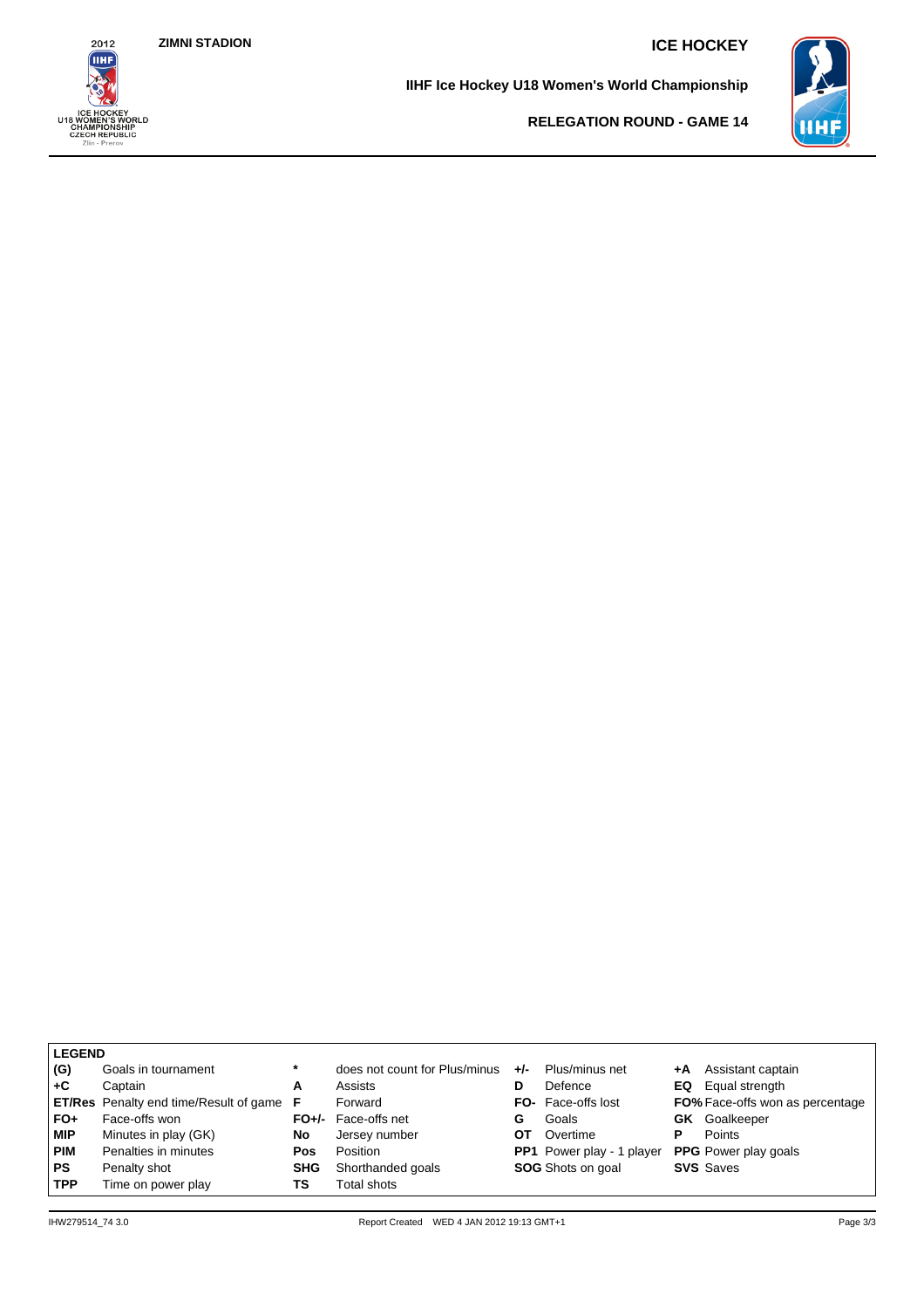**ZIMNI STADION**

**ICE HOCKEY**

**IIHF Ice Hockey U18 Women's World Championship**

**RELEGATION ROUND - GAME 14**

| LEGEND | | | | | | | |
|---|---|---|---|---|---|---|---|
| **(G)** Goals in tournament | | **\*** | does not count for Plus/minus | **+/-** | Plus/minus net | **+A** | Assistant captain |
| **+C** Captain | | **A** | Assists | **D** | Defence | **EQ** | Equal strength |
| **ET/Res** Penalty end time/Result of game | | **F** | Forward | **FO-** | Face-offs lost | **FO%** | Face-offs won as percentage |
| **FO+** Face-offs won | | **FO+/-** | Face-offs net | **G** | Goals | **GK** | Goalkeeper |
| **MIP** Minutes in play (GK) | | **No** | Jersey number | **OT** | Overtime | **P** | Points |
| **PIM** Penalties in minutes | | **Pos** | Position | **PP1** | Power play - 1 player | **PPG** | Power play goals |
| **PS** Penalty shot | | **SHG** | Shorthanded goals | **SOG** | Shots on goal | **SVS** | Saves |
| **TPP** Time on power play | | **TS** | Total shots | | | | |

IHW279514_74 3.0

Report Created WED 4 JAN 2012 19:13 GMT+1